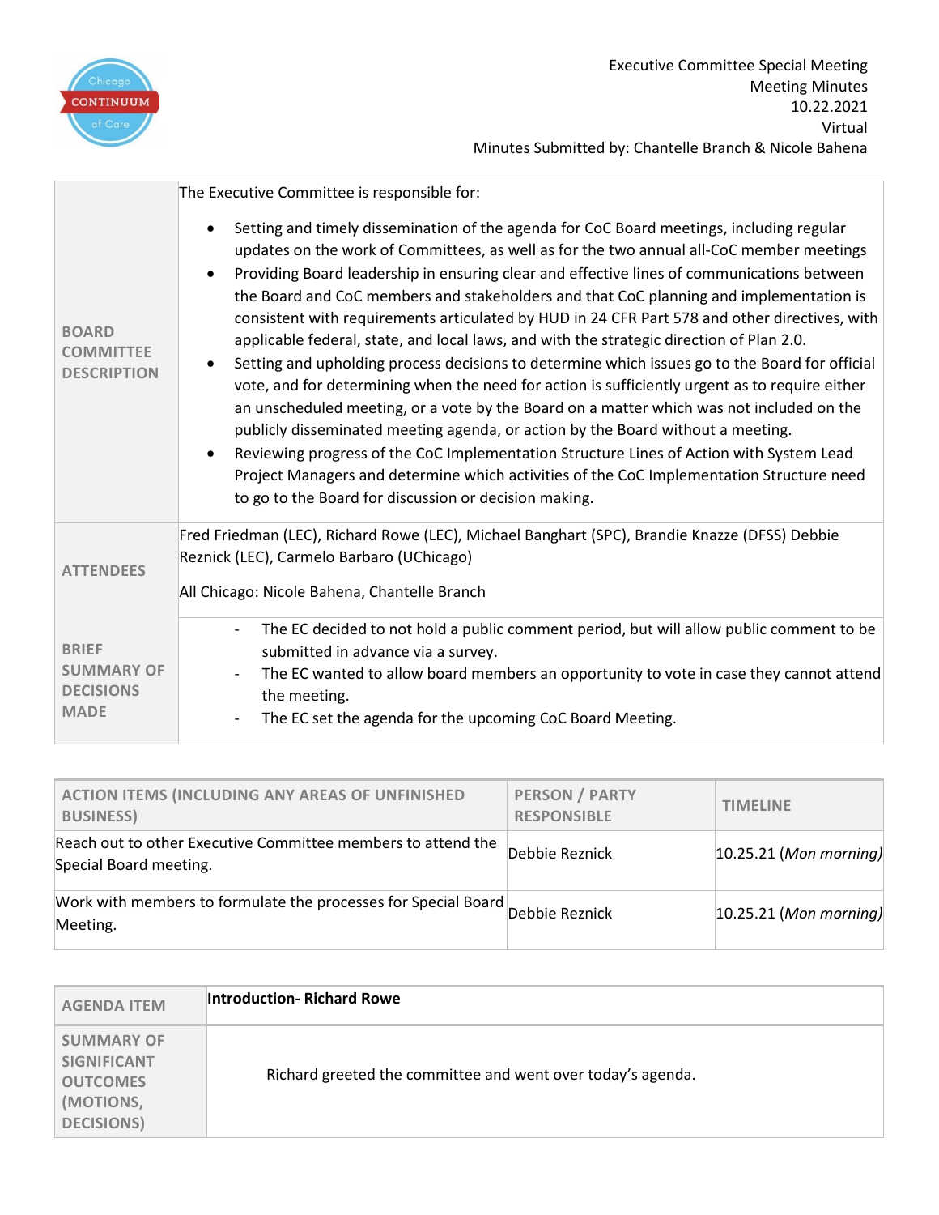Executive Committee Special Meeting
Meeting Minutes
10.22.2021
Virtual
Minutes Submitted by: Chantelle Branch & Nicole Bahena

| | |
|---|---|
| **BOARD COMMITTEE DESCRIPTION** | The Executive Committee is responsible for:<br>• Setting and timely dissemination of the agenda for CoC Board meetings, including regular updates on the work of Committees, as well as for the two annual all-CoC member meetings<br>• Providing Board leadership in ensuring clear and effective lines of communications between the Board and CoC members and stakeholders and that CoC planning and implementation is consistent with requirements articulated by HUD in 24 CFR Part 578 and other directives, with applicable federal, state, and local laws, and with the strategic direction of Plan 2.0.<br>• Setting and upholding process decisions to determine which issues go to the Board for official vote, and for determining when the need for action is sufficiently urgent as to require either an unscheduled meeting, or a vote by the Board on a matter which was not included on the publicly disseminated meeting agenda, or action by the Board without a meeting.<br>• Reviewing progress of the CoC Implementation Structure Lines of Action with System Lead Project Managers and determine which activities of the CoC Implementation Structure need to go to the Board for discussion or decision making. |
| **ATTENDEES** | Fred Friedman (LEC), Richard Rowe (LEC), Michael Banghart (SPC), Brandie Knazze (DFSS) Debbie Reznick (LEC), Carmelo Barbaro (UChicago)<br><br>All Chicago: Nicole Bahena, Chantelle Branch |
| **BRIEF SUMMARY OF DECISIONS MADE** | - The EC decided to not hold a public comment period, but will allow public comment to be submitted in advance via a survey.<br>- The EC wanted to allow board members an opportunity to vote in case they cannot attend the meeting.<br>- The EC set the agenda for the upcoming CoC Board Meeting. |

| ACTION ITEMS (INCLUDING ANY AREAS OF UNFINISHED BUSINESS) | PERSON / PARTY RESPONSIBLE | TIMELINE |
|---|---|---|
| Reach out to other Executive Committee members to attend the Special Board meeting. | Debbie Reznick | 10.25.21 (*Mon morning*) |
| Work with members to formulate the processes for Special Board Meeting. | Debbie Reznick | 10.25.21 (*Mon morning*) |

| AGENDA ITEM | **Introduction- Richard Rowe** |
|---|---|
| **SUMMARY OF SIGNIFICANT OUTCOMES (MOTIONS, DECISIONS)** | Richard greeted the committee and went over today's agenda. |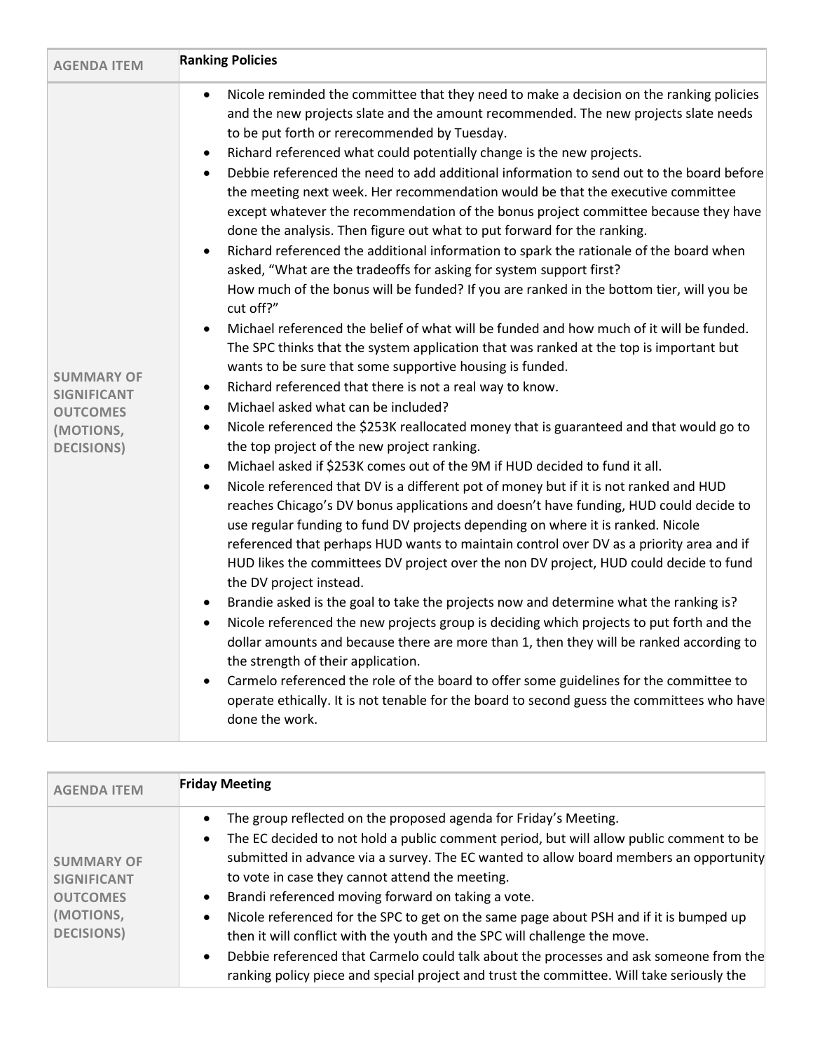| AGENDA ITEM | **Ranking Policies** |
|---|---|
| **SUMMARY OF SIGNIFICANT OUTCOMES (MOTIONS, DECISIONS)** | • Nicole reminded the committee that they need to make a decision on the ranking policies and the new projects slate and the amount recommended. The new projects slate needs to be put forth or rerecommended by Tuesday.<br>• Richard referenced what could potentially change is the new projects.<br>• Debbie referenced the need to add additional information to send out to the board before the meeting next week. Her recommendation would be that the executive committee except whatever the recommendation of the bonus project committee because they have done the analysis. Then figure out what to put forward for the ranking.<br>• Richard referenced the additional information to spark the rationale of the board when asked, "What are the tradeoffs for asking for system support first? How much of the bonus will be funded? If you are ranked in the bottom tier, will you be cut off?"<br>• Michael referenced the belief of what will be funded and how much of it will be funded. The SPC thinks that the system application that was ranked at the top is important but wants to be sure that some supportive housing is funded.<br>• Richard referenced that there is not a real way to know.<br>• Michael asked what can be included?<br>• Nicole referenced the $253K reallocated money that is guaranteed and that would go to the top project of the new project ranking.<br>• Michael asked if $253K comes out of the 9M if HUD decided to fund it all.<br>• Nicole referenced that DV is a different pot of money but if it is not ranked and HUD reaches Chicago's DV bonus applications and doesn't have funding, HUD could decide to use regular funding to fund DV projects depending on where it is ranked. Nicole referenced that perhaps HUD wants to maintain control over DV as a priority area and if HUD likes the committees DV project over the non DV project, HUD could decide to fund the DV project instead.<br>• Brandie asked is the goal to take the projects now and determine what the ranking is?<br>• Nicole referenced the new projects group is deciding which projects to put forth and the dollar amounts and because there are more than 1, then they will be ranked according to the strength of their application.<br>• Carmelo referenced the role of the board to offer some guidelines for the committee to operate ethically. It is not tenable for the board to second guess the committees who have done the work. |

| AGENDA ITEM | **Friday Meeting** |
|---|---|
| **SUMMARY OF SIGNIFICANT OUTCOMES (MOTIONS, DECISIONS)** | • The group reflected on the proposed agenda for Friday's Meeting.<br>• The EC decided to not hold a public comment period, but will allow public comment to be submitted in advance via a survey. The EC wanted to allow board members an opportunity to vote in case they cannot attend the meeting.<br>• Brandi referenced moving forward on taking a vote.<br>• Nicole referenced for the SPC to get on the same page about PSH and if it is bumped up then it will conflict with the youth and the SPC will challenge the move.<br>• Debbie referenced that Carmelo could talk about the processes and ask someone from the ranking policy piece and special project and trust the committee. Will take seriously the |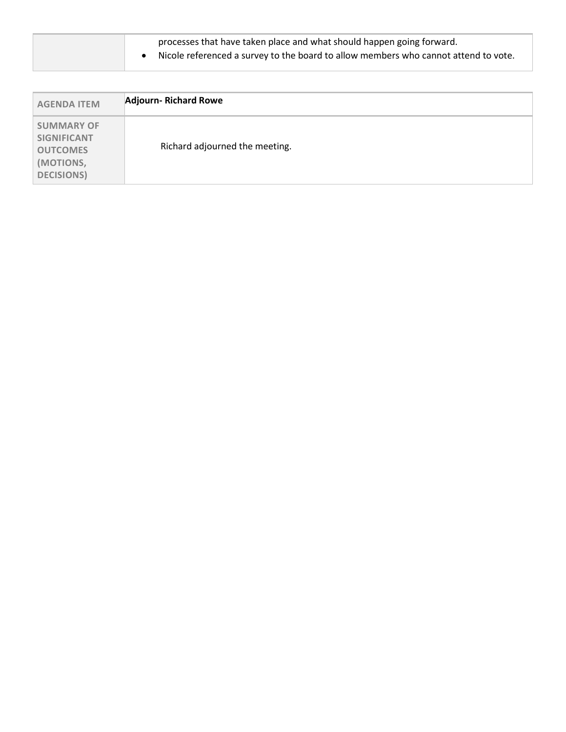| | |
|---|---|
| | processes that have taken place and what should happen going forward.<br>• Nicole referenced a survey to the board to allow members who cannot attend to vote. |

| AGENDA ITEM | **Adjourn- Richard Rowe** |
|---|---|
| SUMMARY OF SIGNIFICANT OUTCOMES (MOTIONS, DECISIONS) | Richard adjourned the meeting. |